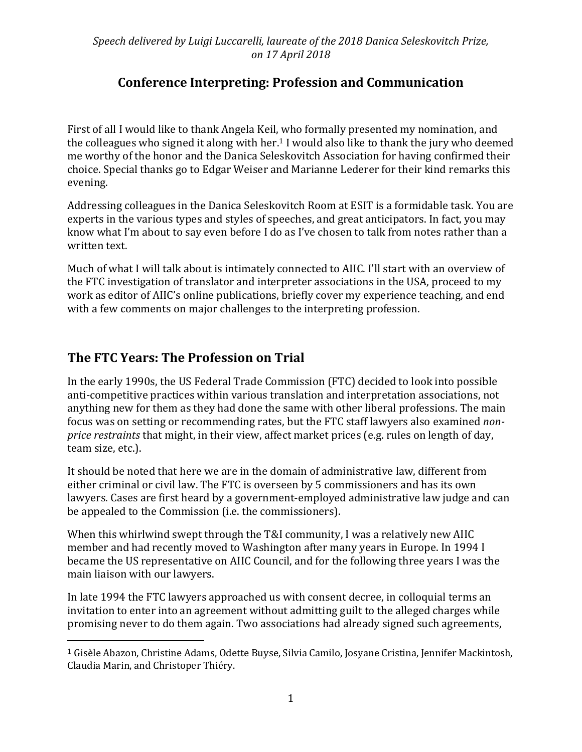*Speech delivered by Luigi Luccarelli, laureate of the 2018 Danica Seleskovitch Prize, on 17 April 2018*

# Conference Interpreting: Profession and Communication

First of all I would like to thank Angela Keil, who formally presented my nomination, and the colleagues who signed it along with her.[1] I would also like to thank the jury who deemed me worthy of the honor and the Danica Seleskovitch Association for having confirmed their choice. Special thanks go to Edgar Weiser and Marianne Lederer for their kind remarks this evening.

Addressing colleagues in the Danica Seleskovitch Room at ESIT is a formidable task. You are experts in the various types and styles of speeches, and great anticipators. In fact, you may know what I'm about to say even before I do as I've chosen to talk from notes rather than a written text.

Much of what I will talk about is intimately connected to AIIC. I'll start with an overview of the FTC investigation of translator and interpreter associations in the USA, proceed to my work as editor of AIIC's online publications, briefly cover my experience teaching, and end with a few comments on major challenges to the interpreting profession.

## The FTC Years: The Profession on Trial

In the early 1990s, the US Federal Trade Commission (FTC) decided to look into possible anti-competitive practices within various translation and interpretation associations, not anything new for them as they had done the same with other liberal professions. The main focus was on setting or recommending rates, but the FTC staff lawyers also examined *non-price restraints* that might, in their view, affect market prices (e.g. rules on length of day, team size, etc.).

It should be noted that here we are in the domain of administrative law, different from either criminal or civil law. The FTC is overseen by 5 commissioners and has its own lawyers. Cases are first heard by a government-employed administrative law judge and can be appealed to the Commission (i.e. the commissioners).

When this whirlwind swept through the T&I community, I was a relatively new AIIC member and had recently moved to Washington after many years in Europe. In 1994 I became the US representative on AIIC Council, and for the following three years I was the main liaison with our lawyers.

In late 1994 the FTC lawyers approached us with consent decree, in colloquial terms an invitation to enter into an agreement without admitting guilt to the alleged charges while promising never to do them again. Two associations had already signed such agreements,

---

[1] Gisèle Abazon, Christine Adams, Odette Buyse, Silvia Camilo, Josyane Cristina, Jennifer Mackintosh, Claudia Marin, and Christoper Thiéry.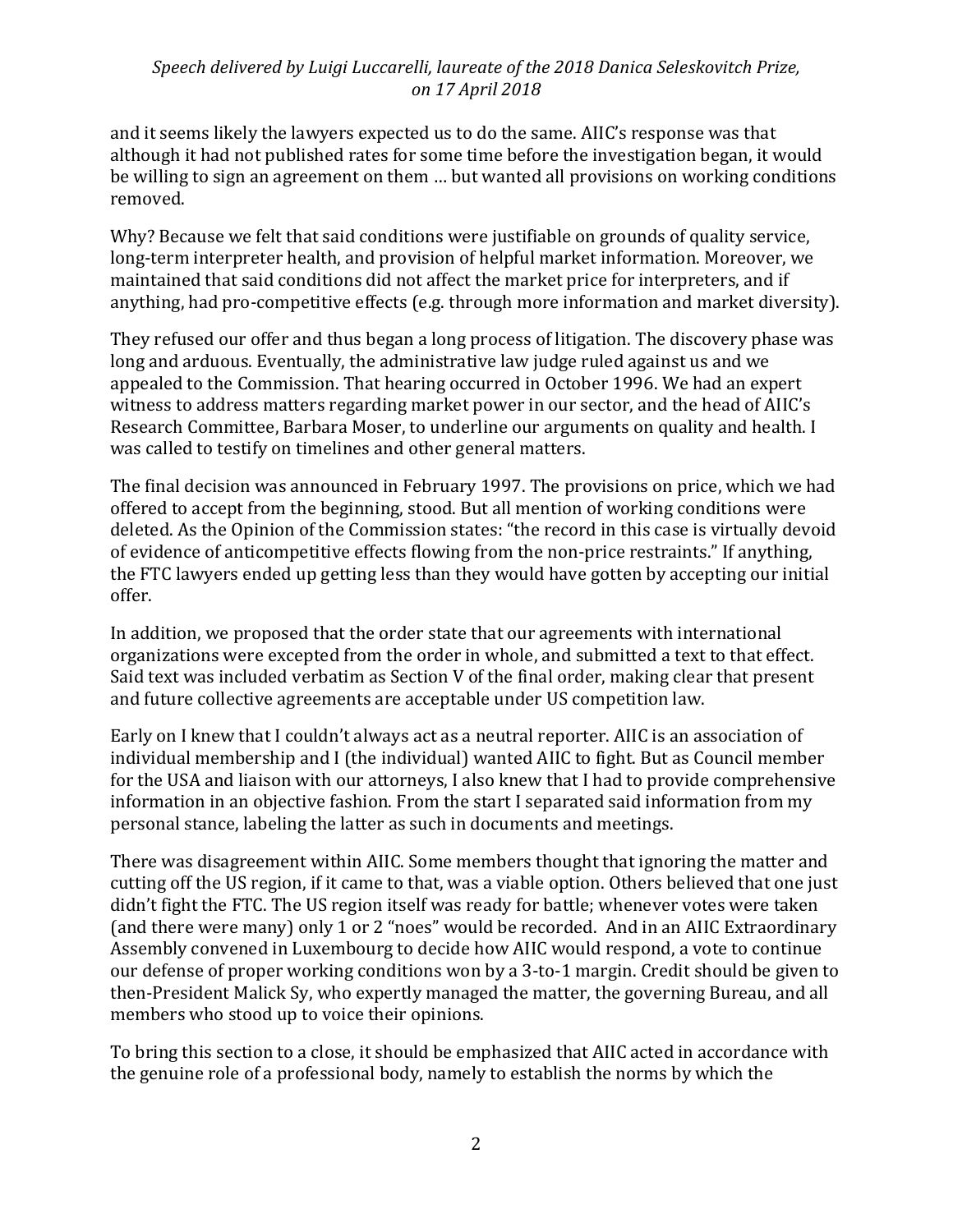and it seems likely the lawyers expected us to do the same. AIIC's response was that although it had not published rates for some time before the investigation began, it would be willing to sign an agreement on them … but wanted all provisions on working conditions removed.

Why? Because we felt that said conditions were justifiable on grounds of quality service, long-term interpreter health, and provision of helpful market information. Moreover, we maintained that said conditions did not affect the market price for interpreters, and if anything, had pro-competitive effects (e.g. through more information and market diversity).

They refused our offer and thus began a long process of litigation. The discovery phase was long and arduous. Eventually, the administrative law judge ruled against us and we appealed to the Commission. That hearing occurred in October 1996. We had an expert witness to address matters regarding market power in our sector, and the head of AIIC's Research Committee, Barbara Moser, to underline our arguments on quality and health. I was called to testify on timelines and other general matters.

The final decision was announced in February 1997. The provisions on price, which we had offered to accept from the beginning, stood. But all mention of working conditions were deleted. As the Opinion of the Commission states: "the record in this case is virtually devoid of evidence of anticompetitive effects flowing from the non-price restraints." If anything, the FTC lawyers ended up getting less than they would have gotten by accepting our initial offer.

In addition, we proposed that the order state that our agreements with international organizations were excepted from the order in whole, and submitted a text to that effect. Said text was included verbatim as Section V of the final order, making clear that present and future collective agreements are acceptable under US competition law.

Early on I knew that I couldn't always act as a neutral reporter. AIIC is an association of individual membership and I (the individual) wanted AIIC to fight. But as Council member for the USA and liaison with our attorneys, I also knew that I had to provide comprehensive information in an objective fashion. From the start I separated said information from my personal stance, labeling the latter as such in documents and meetings.

There was disagreement within AIIC. Some members thought that ignoring the matter and cutting off the US region, if it came to that, was a viable option. Others believed that one just didn't fight the FTC. The US region itself was ready for battle; whenever votes were taken (and there were many) only 1 or 2 "noes" would be recorded. And in an AIIC Extraordinary Assembly convened in Luxembourg to decide how AIIC would respond, a vote to continue our defense of proper working conditions won by a 3-to-1 margin. Credit should be given to then-President Malick Sy, who expertly managed the matter, the governing Bureau, and all members who stood up to voice their opinions.

To bring this section to a close, it should be emphasized that AIIC acted in accordance with the genuine role of a professional body, namely to establish the norms by which the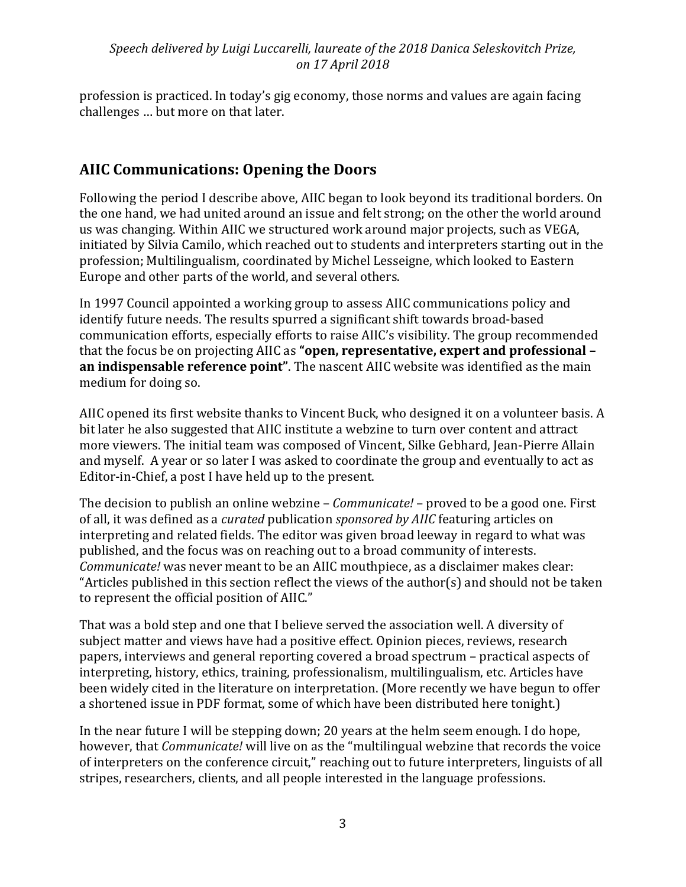profession is practiced. In today's gig economy, those norms and values are again facing challenges … but more on that later.

## AIIC Communications: Opening the Doors

Following the period I describe above, AIIC began to look beyond its traditional borders. On the one hand, we had united around an issue and felt strong; on the other the world around us was changing. Within AIIC we structured work around major projects, such as VEGA, initiated by Silvia Camilo, which reached out to students and interpreters starting out in the profession; Multilingualism, coordinated by Michel Lesseigne, which looked to Eastern Europe and other parts of the world, and several others.

In 1997 Council appointed a working group to assess AIIC communications policy and identify future needs. The results spurred a significant shift towards broad-based communication efforts, especially efforts to raise AIIC's visibility. The group recommended that the focus be on projecting AIIC as **"open, representative, expert and professional – an indispensable reference point"**. The nascent AIIC website was identified as the main medium for doing so.

AIIC opened its first website thanks to Vincent Buck, who designed it on a volunteer basis. A bit later he also suggested that AIIC institute a webzine to turn over content and attract more viewers. The initial team was composed of Vincent, Silke Gebhard, Jean-Pierre Allain and myself. A year or so later I was asked to coordinate the group and eventually to act as Editor-in-Chief, a post I have held up to the present.

The decision to publish an online webzine – *Communicate!* – proved to be a good one. First of all, it was defined as a *curated* publication *sponsored by AIIC* featuring articles on interpreting and related fields. The editor was given broad leeway in regard to what was published, and the focus was on reaching out to a broad community of interests. *Communicate!* was never meant to be an AIIC mouthpiece, as a disclaimer makes clear: "Articles published in this section reflect the views of the author(s) and should not be taken to represent the official position of AIIC."

That was a bold step and one that I believe served the association well. A diversity of subject matter and views have had a positive effect. Opinion pieces, reviews, research papers, interviews and general reporting covered a broad spectrum – practical aspects of interpreting, history, ethics, training, professionalism, multilingualism, etc. Articles have been widely cited in the literature on interpretation. (More recently we have begun to offer a shortened issue in PDF format, some of which have been distributed here tonight.)

In the near future I will be stepping down; 20 years at the helm seem enough. I do hope, however, that *Communicate!* will live on as the "multilingual webzine that records the voice of interpreters on the conference circuit," reaching out to future interpreters, linguists of all stripes, researchers, clients, and all people interested in the language professions.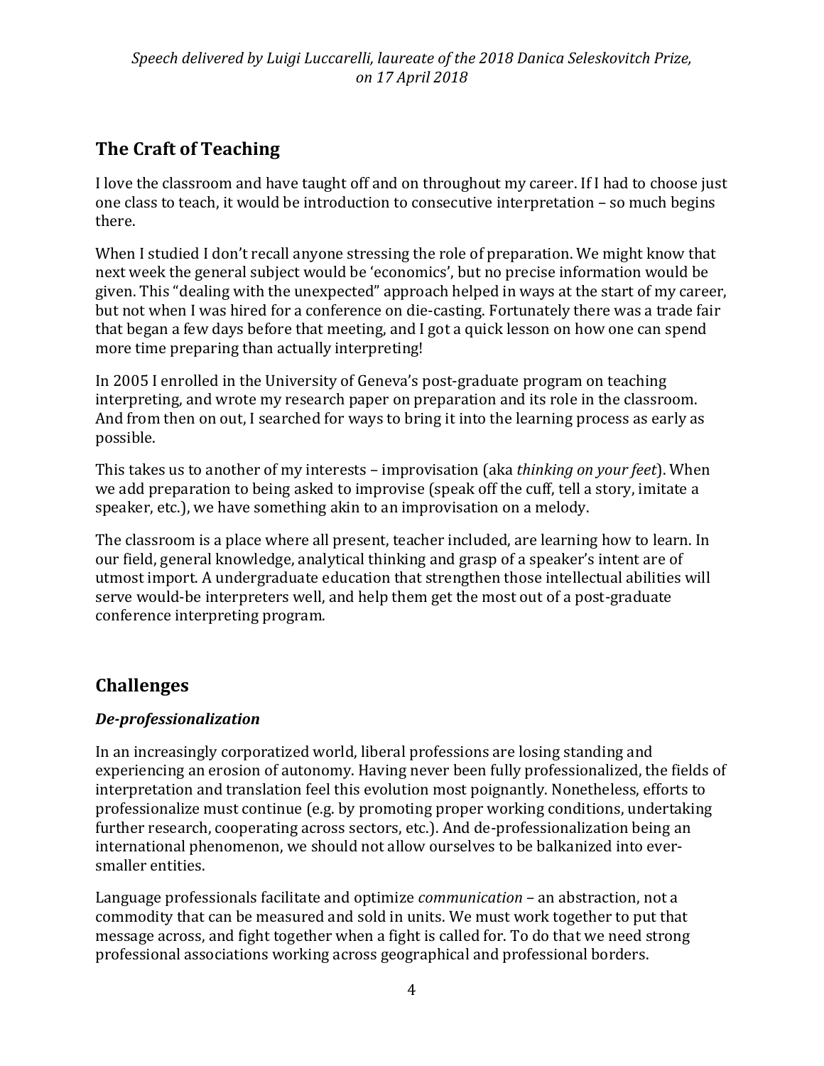## The Craft of Teaching

I love the classroom and have taught off and on throughout my career. If I had to choose just one class to teach, it would be introduction to consecutive interpretation – so much begins there.

When I studied I don't recall anyone stressing the role of preparation. We might know that next week the general subject would be 'economics', but no precise information would be given. This "dealing with the unexpected" approach helped in ways at the start of my career, but not when I was hired for a conference on die-casting. Fortunately there was a trade fair that began a few days before that meeting, and I got a quick lesson on how one can spend more time preparing than actually interpreting!

In 2005 I enrolled in the University of Geneva's post-graduate program on teaching interpreting, and wrote my research paper on preparation and its role in the classroom. And from then on out, I searched for ways to bring it into the learning process as early as possible.

This takes us to another of my interests – improvisation (aka *thinking on your feet*). When we add preparation to being asked to improvise (speak off the cuff, tell a story, imitate a speaker, etc.), we have something akin to an improvisation on a melody.

The classroom is a place where all present, teacher included, are learning how to learn. In our field, general knowledge, analytical thinking and grasp of a speaker's intent are of utmost import. A undergraduate education that strengthen those intellectual abilities will serve would-be interpreters well, and help them get the most out of a post-graduate conference interpreting program.

## Challenges

### *De-professionalization*

In an increasingly corporatized world, liberal professions are losing standing and experiencing an erosion of autonomy. Having never been fully professionalized, the fields of interpretation and translation feel this evolution most poignantly. Nonetheless, efforts to professionalize must continue (e.g. by promoting proper working conditions, undertaking further research, cooperating across sectors, etc.). And de-professionalization being an international phenomenon, we should not allow ourselves to be balkanized into ever-smaller entities.

Language professionals facilitate and optimize *communication* – an abstraction, not a commodity that can be measured and sold in units. We must work together to put that message across, and fight together when a fight is called for. To do that we need strong professional associations working across geographical and professional borders.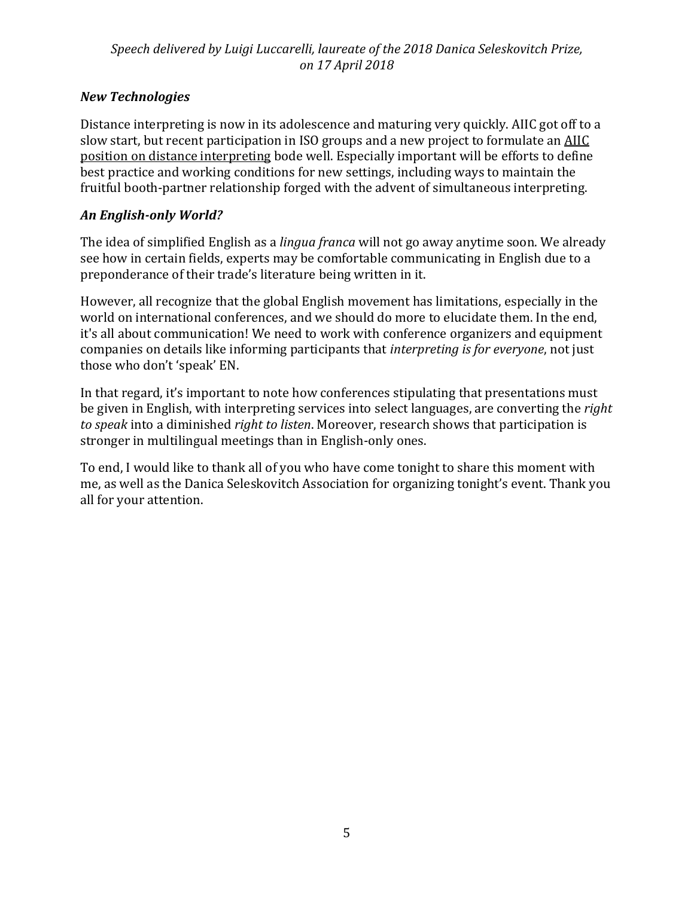## *New Technologies*

Distance interpreting is now in its adolescence and maturing very quickly. AIIC got off to a slow start, but recent participation in ISO groups and a new project to formulate an AIIC position on distance interpreting bode well. Especially important will be efforts to define best practice and working conditions for new settings, including ways to maintain the fruitful booth-partner relationship forged with the advent of simultaneous interpreting.

## *An English-only World?*

The idea of simplified English as a *lingua franca* will not go away anytime soon. We already see how in certain fields, experts may be comfortable communicating in English due to a preponderance of their trade's literature being written in it.

However, all recognize that the global English movement has limitations, especially in the world on international conferences, and we should do more to elucidate them. In the end, it's all about communication! We need to work with conference organizers and equipment companies on details like informing participants that *interpreting is for everyone*, not just those who don't 'speak' EN.

In that regard, it's important to note how conferences stipulating that presentations must be given in English, with interpreting services into select languages, are converting the *right to speak* into a diminished *right to listen*. Moreover, research shows that participation is stronger in multilingual meetings than in English-only ones.

To end, I would like to thank all of you who have come tonight to share this moment with me, as well as the Danica Seleskovitch Association for organizing tonight's event. Thank you all for your attention.